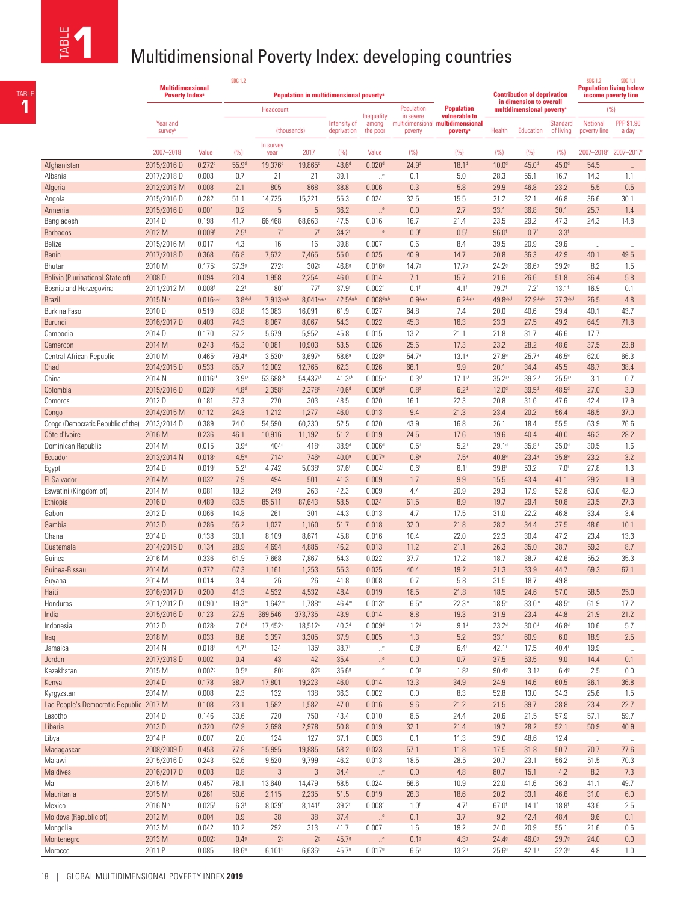# TABLE 1 Multidimensional Poverty Index: developing countries

| | Multidimensional Poverty Index[a] | | SDG 1.2 Population in multidimensional poverty[a] | | | | | | | | Contribution of deprivation in dimension to overall multidimensional poverty[a] | | | SDG 1.2 Population living below income poverty line (%) | SDG 1.1 |
|---|---|---|---|---|---|---|---|---|---|---|---|---|---|---|---|
| | | | Headcount | | | | | | | | | | | | |
| | Year and survey[b] | Value | (%) | (thousands) In survey year | (thousands) 2017 | Intensity of deprivation (%) | Inequality among the poor (Value) | Population in severe multidimensional poverty (%) | Population vulnerable to multidimensional poverty[a] (%) | Health (%) | Education (%) | Standard of living (%) | National poverty line | PPP $1.90 a day |
| | 2007–2018 | | | | | | | | | | | | | 2007–2018[c] | 2007–2017[c] |
| Afghanistan | 2015/2016 D | 0.272[d] | 55.9[d] | 19,376[d] | 19,865[d] | 48.6[d] | 0.020[d] | 24.9[d] | 18.1[d] | 10.0[d] | 45.0[d] | 45.0[d] | 54.5 | .. |
| Albania | 2017/2018 D | 0.003 | 0.7 | 21 | 21 | 39.1 | ..[e] | 0.1 | 5.0 | 28.3 | 55.1 | 16.7 | 14.3 | 1.1 |
| Algeria | 2012/2013 M | 0.008 | 2.1 | 805 | 868 | 38.8 | 0.006 | 0.3 | 5.8 | 29.9 | 46.8 | 23.2 | 5.5 | 0.5 |
| Angola | 2015/2016 D | 0.282 | 51.1 | 14,725 | 15,221 | 55.3 | 0.024 | 32.5 | 15.5 | 21.2 | 32.1 | 46.8 | 36.6 | 30.1 |
| Armenia | 2015/2016 D | 0.001 | 0.2 | 5 | 5 | 36.2 | ..[e] | 0.0 | 2.7 | 33.1 | 36.8 | 30.1 | 25.7 | 1.4 |
| Bangladesh | 2014 D | 0.198 | 41.7 | 66,468 | 68,663 | 47.5 | 0.016 | 16.7 | 21.4 | 23.5 | 29.2 | 47.3 | 24.3 | 14.8 |
| Barbados | 2012 M | 0.009[f] | 2.5[f] | 7[f] | 7[f] | 34.2[f] | ..[e] | 0.0[f] | 0.5[f] | 96.0[f] | 0.7[f] | 3.3[f] | .. | .. |
| Belize | 2015/2016 M | 0.017 | 4.3 | 16 | 16 | 39.8 | 0.007 | 0.6 | 8.4 | 39.5 | 20.9 | 39.6 | .. | .. |
| Benin | 2017/2018 D | 0.368 | 66.8 | 7,672 | 7,465 | 55.0 | 0.025 | 40.9 | 14.7 | 20.8 | 36.3 | 42.9 | 40.1 | 49.5 |
| Bhutan | 2010 M | 0.175[g] | 37.3[g] | 272[g] | 302[g] | 46.8[g] | 0.016[g] | 14.7[g] | 17.7[g] | 24.2[g] | 36.6[g] | 39.2[g] | 8.2 | 1.5 |
| Bolivia (Plurinational State of) | 2008 D | 0.094 | 20.4 | 1,958 | 2,254 | 46.0 | 0.014 | 7.1 | 15.7 | 21.6 | 26.6 | 51.8 | 36.4 | 5.8 |
| Bosnia and Herzegovina | 2011/2012 M | 0.008[f] | 2.2[f] | 80[f] | 77[f] | 37.9[f] | 0.002[f] | 0.1[f] | 4.1[f] | 79.7[f] | 7.2[f] | 13.1[f] | 16.9 | 0.1 |
| Brazil | 2015 N[h] | 0.016[d,g,h] | 3.8[d,g,h] | 7,913[d,g,h] | 8,041[d,g,h] | 42.5[d,g,h] | 0.008[d,g,h] | 0.9[d,g,h] | 6.2[d,g,h] | 49.8[d,g,h] | 22.9[d,g,h] | 27.3[d,g,h] | 26.5 | 4.8 |
| Burkina Faso | 2010 D | 0.519 | 83.8 | 13,083 | 16,091 | 61.9 | 0.027 | 64.8 | 7.4 | 20.0 | 40.6 | 39.4 | 40.1 | 43.7 |
| Burundi | 2016/2017 D | 0.403 | 74.3 | 8,067 | 8,067 | 54.3 | 0.022 | 45.3 | 16.3 | 23.3 | 27.5 | 49.2 | 64.9 | 71.8 |
| Cambodia | 2014 D | 0.170 | 37.2 | 5,679 | 5,952 | 45.8 | 0.015 | 13.2 | 21.1 | 21.8 | 31.7 | 46.6 | 17.7 | .. |
| Cameroon | 2014 M | 0.243 | 45.3 | 10,081 | 10,903 | 53.5 | 0.026 | 25.6 | 17.3 | 23.2 | 28.2 | 48.6 | 37.5 | 23.8 |
| Central African Republic | 2010 M | 0.465[g] | 79.4[g] | 3,530[g] | 3,697[g] | 58.6[g] | 0.028[g] | 54.7[g] | 13.1[g] | 27.8[g] | 25.7[g] | 46.5[g] | 62.0 | 66.3 |
| Chad | 2014/2015 D | 0.533 | 85.7 | 12,002 | 12,765 | 62.3 | 0.026 | 66.1 | 9.9 | 20.1 | 34.4 | 45.5 | 46.7 | 38.4 |
| China | 2014 N[i] | 0.016[j,k] | 3.9[j,k] | 53,688[j,k] | 54,437[j,k] | 41.3[j,k] | 0.005[j,k] | 0.3[j,k] | 17.1[j,k] | 35.2[j,k] | 39.2[j,k] | 25.5[j,k] | 3.1 | 0.7 |
| Colombia | 2015/2016 D | 0.020[d] | 4.8[d] | 2,358[d] | 2,378[d] | 40.6[d] | 0.009[d] | 0.8[d] | 6.2[d] | 12.0[d] | 39.5[d] | 48.5[d] | 27.0 | 3.9 |
| Comoros | 2012 D | 0.181 | 37.3 | 270 | 303 | 48.5 | 0.020 | 16.1 | 22.3 | 20.8 | 31.6 | 47.6 | 42.4 | 17.9 |
| Congo | 2014/2015 M | 0.112 | 24.3 | 1,212 | 1,277 | 46.0 | 0.013 | 9.4 | 21.3 | 23.4 | 20.2 | 56.4 | 46.5 | 37.0 |
| Congo (Democratic Republic of the) | 2013/2014 D | 0.389 | 74.0 | 54,590 | 60,230 | 52.5 | 0.020 | 43.9 | 16.8 | 26.1 | 18.4 | 55.5 | 63.9 | 76.6 |
| Côte d'Ivoire | 2016 M | 0.236 | 46.1 | 10,916 | 11,192 | 51.2 | 0.019 | 24.5 | 17.6 | 19.6 | 40.4 | 40.0 | 46.3 | 28.2 |
| Dominican Republic | 2014 M | 0.015[d] | 3.9[d] | 404[d] | 418[d] | 38.9[d] | 0.006[d] | 0.5[d] | 5.2[d] | 29.1[d] | 35.8[d] | 35.0[d] | 30.5 | 1.6 |
| Ecuador | 2013/2014 N | 0.018[g] | 4.5[g] | 714[g] | 746[g] | 40.0[g] | 0.007[g] | 0.8[g] | 7.5[g] | 40.8[g] | 23.4[g] | 35.8[g] | 23.2 | 3.2 |
| Egypt | 2014 D | 0.019[l] | 5.2[l] | 4,742[l] | 5,038[l] | 37.6[l] | 0.004[l] | 0.6[l] | 6.1[l] | 39.8[l] | 53.2[l] | 7.0[l] | 27.8 | 1.3 |
| El Salvador | 2014 M | 0.032 | 7.9 | 494 | 501 | 41.3 | 0.009 | 1.7 | 9.9 | 15.5 | 43.4 | 41.1 | 29.2 | 1.9 |
| Eswatini (Kingdom of) | 2014 M | 0.081 | 19.2 | 249 | 263 | 42.3 | 0.009 | 4.4 | 20.9 | 29.3 | 17.9 | 52.8 | 63.0 | 42.0 |
| Ethiopia | 2016 D | 0.489 | 83.5 | 85,511 | 87,643 | 58.5 | 0.024 | 61.5 | 8.9 | 19.7 | 29.4 | 50.8 | 23.5 | 27.3 |
| Gabon | 2012 D | 0.066 | 14.8 | 261 | 301 | 44.3 | 0.013 | 4.7 | 17.5 | 31.0 | 22.2 | 46.8 | 33.4 | 3.4 |
| Gambia | 2013 D | 0.286 | 55.2 | 1,027 | 1,160 | 51.7 | 0.018 | 32.0 | 21.8 | 28.2 | 34.4 | 37.5 | 48.6 | 10.1 |
| Ghana | 2014 D | 0.138 | 30.1 | 8,109 | 8,671 | 45.8 | 0.016 | 10.4 | 22.0 | 22.3 | 30.4 | 47.2 | 23.4 | 13.3 |
| Guatemala | 2014/2015 D | 0.134 | 28.9 | 4,694 | 4,885 | 46.2 | 0.013 | 11.2 | 21.1 | 26.3 | 35.0 | 38.7 | 59.3 | 8.7 |
| Guinea | 2016 M | 0.336 | 61.9 | 7,668 | 7,867 | 54.3 | 0.022 | 37.7 | 17.2 | 18.7 | 38.7 | 42.6 | 55.2 | 35.3 |
| Guinea-Bissau | 2014 M | 0.372 | 67.3 | 1,161 | 1,253 | 55.3 | 0.025 | 40.4 | 19.2 | 21.3 | 33.9 | 44.7 | 69.3 | 67.1 |
| Guyana | 2014 M | 0.014 | 3.4 | 26 | 26 | 41.8 | 0.008 | 0.7 | 5.8 | 31.5 | 18.7 | 49.8 | .. | .. |
| Haiti | 2016/2017 D | 0.200 | 41.3 | 4,532 | 4,532 | 48.4 | 0.019 | 18.5 | 21.8 | 18.5 | 24.6 | 57.0 | 58.5 | 25.0 |
| Honduras | 2011/2012 D | 0.090[m] | 19.3[m] | 1,642[m] | 1,788[m] | 46.4[m] | 0.013[m] | 6.5[m] | 22.3[m] | 18.5[m] | 33.0[m] | 48.5[m] | 61.9 | 17.2 |
| India | 2015/2016 D | 0.123 | 27.9 | 369,546 | 373,735 | 43.9 | 0.014 | 8.8 | 19.3 | 31.9 | 23.4 | 44.8 | 21.9 | 21.2 |
| Indonesia | 2012 D | 0.028[d] | 7.0[d] | 17,452[d] | 18,512[d] | 40.3[d] | 0.009[d] | 1.2[d] | 9.1[d] | 23.2[d] | 30.0[d] | 46.8[d] | 10.6 | 5.7 |
| Iraq | 2018 M | 0.033 | 8.6 | 3,397 | 3,305 | 37.9 | 0.005 | 1.3 | 5.2 | 33.1 | 60.9 | 6.0 | 18.9 | 2.5 |
| Jamaica | 2014 N | 0.018[f] | 4.7[f] | 134[f] | 135[f] | 38.7[f] | ..[e] | 0.8[f] | 6.4[f] | 42.1[f] | 17.5[f] | 40.4[f] | 19.9 | .. |
| Jordan | 2017/2018 D | 0.002 | 0.4 | 43 | 42 | 35.4 | ..[e] | 0.0 | 0.7 | 37.5 | 53.5 | 9.0 | 14.4 | 0.1 |
| Kazakhstan | 2015 M | 0.002[g] | 0.5[g] | 80[g] | 82[g] | 35.6[g] | ..[e] | 0.0[g] | 1.8[g] | 90.4[g] | 3.1[g] | 6.4[g] | 2.5 | 0.0 |
| Kenya | 2014 D | 0.178 | 38.7 | 17,801 | 19,223 | 46.0 | 0.014 | 13.3 | 34.9 | 24.9 | 14.6 | 60.5 | 36.1 | 36.8 |
| Kyrgyzstan | 2014 M | 0.008 | 2.3 | 132 | 138 | 36.3 | 0.002 | 0.0 | 8.3 | 52.8 | 13.0 | 34.3 | 25.6 | 1.5 |
| Lao People's Democratic Republic | 2017 M | 0.108 | 23.1 | 1,582 | 1,582 | 47.0 | 0.016 | 9.6 | 21.2 | 21.5 | 39.7 | 38.8 | 23.4 | 22.7 |
| Lesotho | 2014 D | 0.146 | 33.6 | 720 | 750 | 43.4 | 0.010 | 8.5 | 24.4 | 20.6 | 21.5 | 57.9 | 57.1 | 59.7 |
| Liberia | 2013 D | 0.320 | 62.9 | 2,698 | 2,978 | 50.8 | 0.019 | 32.1 | 21.4 | 19.7 | 28.2 | 52.1 | 50.9 | 40.9 |
| Libya | 2014 P | 0.007 | 2.0 | 124 | 127 | 37.1 | 0.003 | 0.1 | 11.3 | 39.0 | 48.6 | 12.4 | .. | .. |
| Madagascar | 2008/2009 D | 0.453 | 77.8 | 15,995 | 19,885 | 58.2 | 0.023 | 57.1 | 11.8 | 17.5 | 31.8 | 50.7 | 70.7 | 77.6 |
| Malawi | 2015/2016 D | 0.243 | 52.6 | 9,520 | 9,799 | 46.2 | 0.013 | 18.5 | 28.5 | 20.7 | 23.1 | 56.2 | 51.5 | 70.3 |
| Maldives | 2016/2017 D | 0.003 | 0.8 | 3 | 3 | 34.4 | ..[e] | 0.0 | 4.8 | 80.7 | 15.1 | 4.2 | 8.2 | 7.3 |
| Mali | 2015 M | 0.457 | 78.1 | 13,640 | 14,479 | 58.5 | 0.024 | 56.6 | 10.9 | 22.0 | 41.6 | 36.3 | 41.1 | 49.7 |
| Mauritania | 2015 M | 0.261 | 50.6 | 2,115 | 2,235 | 51.5 | 0.019 | 26.3 | 18.6 | 20.2 | 33.1 | 46.6 | 31.0 | 6.0 |
| Mexico | 2016 N[n] | 0.025[f] | 6.3[f] | 8,039[f] | 8,141[f] | 39.2[f] | 0.008[f] | 1.0[f] | 4.7[f] | 67.0[f] | 14.1[f] | 18.8[f] | 43.6 | 2.5 |
| Moldova (Republic of) | 2012 M | 0.004 | 0.9 | 38 | 38 | 37.4 | ..[e] | 0.1 | 3.7 | 9.2 | 42.4 | 48.4 | 9.6 | 0.1 |
| Mongolia | 2013 M | 0.042 | 10.2 | 292 | 313 | 41.7 | 0.007 | 1.6 | 19.2 | 24.0 | 20.9 | 55.1 | 21.6 | 0.6 |
| Montenegro | 2013 M | 0.002[g] | 0.4[g] | 2[g] | 2[g] | 45.7[g] | ..[e] | 0.1[g] | 4.3[g] | 24.4[g] | 46.0[g] | 29.7[g] | 24.0 | 0.0 |
| Morocco | 2011 P | 0.085[g] | 18.6[g] | 6,101[g] | 6,636[g] | 45.7[g] | 0.017[g] | 6.5[g] | 13.2[g] | 25.6[g] | 42.1[g] | 32.3[g] | 4.8 | 1.0 |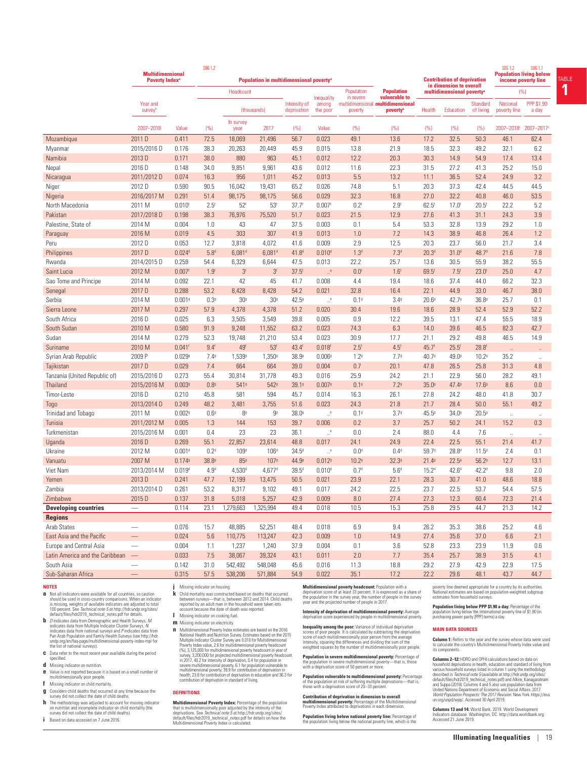| | Multidimensional Poverty Index[a] | | Population in multidimensional poverty[a] | | | | | Population in severe multidimensional poverty | Population vulnerable to multidimensional poverty[a] | Contribution of deprivation in dimension to overall multidimensional poverty[a] | | | Population living below income poverty line (%) | |
|---|---|---|---|---|---|---|---|---|---|---|---|---|---|---|
| | | | SDG 1.2 | | | | | | | | | | SDG 1.2 | SDG 1.1 |
| | | | Headcount | | | Intensity of deprivation | Inequality among the poor | | | | | | | |
| | Year and survey[b] | | | (thousands) | | | | | | | | | | |
| | | | | In survey year | | | | | | Health | Education | Standard of living | National poverty line | PPP $1.90 a day |
| | 2007–2018 | Value | (%) | | 2017 | (%) | Value | (%) | (%) | (%) | (%) | (%) | 2007–2018[c] | 2007–2017[c] |
| Mozambique | 2011 D | 0.411 | 72.5 | 18,069 | 21,496 | 56.7 | 0.023 | 49.1 | 13.6 | 17.2 | 32.5 | 50.3 | 46.1 | 62.4 |
| Myanmar | 2015/2016 D | 0.176 | 38.3 | 20,263 | 20,449 | 45.9 | 0.015 | 13.8 | 21.9 | 18.5 | 32.3 | 49.2 | 32.1 | 6.2 |
| Namibia | 2013 D | 0.171 | 38.0 | 880 | 963 | 45.1 | 0.012 | 12.2 | 20.3 | 30.3 | 14.9 | 54.9 | 17.4 | 13.4 |
| Nepal | 2016 D | 0.148 | 34.0 | 9,851 | 9,961 | 43.6 | 0.012 | 11.6 | 22.3 | 31.5 | 27.2 | 41.3 | 25.2 | 15.0 |
| Nicaragua | 2011/2012 D | 0.074 | 16.3 | 956 | 1,011 | 45.2 | 0.013 | 5.5 | 13.2 | 11.1 | 36.5 | 52.4 | 24.9 | 3.2 |
| Niger | 2012 D | 0.590 | 90.5 | 16,042 | 19,431 | 65.2 | 0.026 | 74.8 | 5.1 | 20.3 | 37.3 | 42.4 | 44.5 | 44.5 |
| Nigeria | 2016/2017 M | 0.291 | 51.4 | 98,175 | 98,175 | 56.6 | 0.029 | 32.3 | 16.8 | 27.0 | 32.2 | 40.8 | 46.0 | 53.5 |
| North Macedonia | 2011 M | 0.010[f] | 2.5[f] | 52[f] | 53[f] | 37.7[f] | 0.007[f] | 0.2[f] | 2.9[f] | 62.5[f] | 17.0[f] | 20.5[f] | 22.2 | 5.2 |
| Pakistan | 2017/2018 D | 0.198 | 38.3 | 76,976 | 75,520 | 51.7 | 0.023 | 21.5 | 12.9 | 27.6 | 41.3 | 31.1 | 24.3 | 3.9 |
| Palestine, State of | 2014 M | 0.004 | 1.0 | 43 | 47 | 37.5 | 0.003 | 0.1 | 5.4 | 53.3 | 32.8 | 13.9 | 29.2 | 1.0 |
| Paraguay | 2016 M | 0.019 | 4.5 | 303 | 307 | 41.9 | 0.013 | 1.0 | 7.2 | 14.3 | 38.9 | 46.8 | 26.4 | 1.2 |
| Peru | 2012 D | 0.053 | 12.7 | 3,818 | 4,072 | 41.6 | 0.009 | 2.9 | 12.5 | 20.3 | 23.7 | 56.0 | 21.7 | 3.4 |
| Philippines | 2017 D | 0.024[d] | 5.8[d] | 6,081[d] | 6,081[d] | 41.8[d] | 0.010[d] | 1.3[d] | 7.3[d] | 20.3[d] | 31.0[d] | 48.7[d] | 21.6 | 7.8 |
| Rwanda | 2014/2015 D | 0.259 | 54.4 | 6,329 | 6,644 | 47.5 | 0.013 | 22.2 | 25.7 | 13.6 | 30.5 | 55.9 | 38.2 | 55.5 |
| Saint Lucia | 2012 M | 0.007[f] | 1.9[f] | 3[f] | 3[f] | 37.5[f] | ..[e] | 0.0[f] | 1.6[f] | 69.5[f] | 7.5[f] | 23.0[f] | 25.0 | 4.7 |
| Sao Tome and Principe | 2014 M | 0.092 | 22.1 | 42 | 45 | 41.7 | 0.008 | 4.4 | 19.4 | 18.6 | 37.4 | 44.0 | 66.2 | 32.3 |
| Senegal | 2017 D | 0.288 | 53.2 | 8,428 | 8,428 | 54.2 | 0.021 | 32.8 | 16.4 | 22.1 | 44.9 | 33.0 | 46.7 | 38.0 |
| Serbia | 2014 M | 0.001[g] | 0.3[g] | 30[g] | 30[g] | 42.5[g] | ..[e] | 0.1[g] | 3.4[g] | 20.6[g] | 42.7[g] | 36.8[g] | 25.7 | 0.1 |
| Sierra Leone | 2017 M | 0.297 | 57.9 | 4,378 | 4,378 | 51.2 | 0.020 | 30.4 | 19.6 | 18.6 | 28.9 | 52.4 | 52.9 | 52.2 |
| South Africa | 2016 D | 0.025 | 6.3 | 3,505 | 3,549 | 39.8 | 0.005 | 0.9 | 12.2 | 39.5 | 13.1 | 47.4 | 55.5 | 18.9 |
| South Sudan | 2010 M | 0.580 | 91.9 | 9,248 | 11,552 | 63.2 | 0.023 | 74.3 | 6.3 | 14.0 | 39.6 | 46.5 | 82.3 | 42.7 |
| Sudan | 2014 M | 0.279 | 52.3 | 19,748 | 21,210 | 53.4 | 0.023 | 30.9 | 17.7 | 21.1 | 29.2 | 49.8 | 46.5 | 14.9 |
| Suriname | 2010 M | 0.041[f] | 9.4[f] | 49[f] | 53[f] | 43.4[f] | 0.018[f] | 2.5[f] | 4.5[f] | 45.7[f] | 25.5[f] | 28.8[f] | .. | .. |
| Syrian Arab Republic | 2009 P | 0.029[g] | 7.4[g] | 1,539[g] | 1,350[g] | 38.9[g] | 0.006[g] | 1.2[g] | 7.7[g] | 40.7[g] | 49.0[g] | 10.2[g] | 35.2 | .. |
| Tajikistan | 2017 D | 0.029 | 7.4 | 664 | 664 | 39.0 | 0.004 | 0.7 | 20.1 | 47.8 | 26.5 | 25.8 | 31.3 | 4.8 |
| Tanzania (United Republic of) | 2015/2016 D | 0.273 | 55.4 | 30,814 | 31,778 | 49.3 | 0.016 | 25.9 | 24.2 | 21.1 | 22.9 | 56.0 | 28.2 | 49.1 |
| Thailand | 2015/2016 M | 0.003[g] | 0.8[g] | 541[g] | 542[g] | 39.1[g] | 0.007[g] | 0.1[g] | 7.2[g] | 35.0[g] | 47.4[g] | 17.6[g] | 8.6 | 0.0 |
| Timor-Leste | 2016 D | 0.210 | 45.8 | 581 | 594 | 45.7 | 0.014 | 16.3 | 26.1 | 27.8 | 24.2 | 48.0 | 41.8 | 30.7 |
| Togo | 2013/2014 D | 0.249 | 48.2 | 3,481 | 3,755 | 51.6 | 0.023 | 24.3 | 21.8 | 21.7 | 28.4 | 50.0 | 55.1 | 49.2 |
| Trinidad and Tobago | 2011 M | 0.002[g] | 0.6[g] | 8[g] | 9[g] | 38.0[g] | ..[e] | 0.1[g] | 3.7[g] | 45.5[g] | 34.0[g] | 20.5[g] | .. | .. |
| Tunisia | 2011/2012 M | 0.005 | 1.3 | 144 | 153 | 39.7 | 0.006 | 0.2 | 3.7 | 25.7 | 50.2 | 24.1 | 15.2 | 0.3 |
| Turkmenistan | 2015/2016 M | 0.001 | 0.4 | 23 | 23 | 36.1 | ..[e] | 0.0 | 2.4 | 88.0 | 4.4 | 7.6 | .. | .. |
| Uganda | 2016 D | 0.269 | 55.1 | 22,857 | 23,614 | 48.8 | 0.017 | 24.1 | 24.9 | 22.4 | 22.5 | 55.1 | 21.4 | 41.7 |
| Ukraine | 2012 M | 0.001[d] | 0.2[d] | 109[d] | 106[d] | 34.5[d] | ..[e] | 0.0[d] | 0.4[d] | 59.7[d] | 28.8[d] | 11.5[d] | 2.4 | 0.1 |
| Vanuatu | 2007 M | 0.174[g] | 38.8[g] | 85[g] | 107[g] | 44.9[g] | 0.012[g] | 10.2[g] | 32.3[g] | 21.4[g] | 22.5[g] | 56.2[g] | 12.7 | 13.1 |
| Viet Nam | 2013/2014 M | 0.019[d] | 4.9[d] | 4,530[d] | 4,677[d] | 39.5[d] | 0.010[d] | 0.7[d] | 5.6[d] | 15.2[d] | 42.6[d] | 42.2[d] | 9.8 | 2.0 |
| Yemen | 2013 D | 0.241 | 47.7 | 12,199 | 13,475 | 50.5 | 0.021 | 23.9 | 22.1 | 28.3 | 30.7 | 41.0 | 48.6 | 18.8 |
| Zambia | 2013/2014 D | 0.261 | 53.2 | 8,317 | 9,102 | 49.1 | 0.017 | 24.2 | 22.5 | 23.7 | 22.5 | 53.7 | 54.4 | 57.5 |
| Zimbabwe | 2015 D | 0.137 | 31.8 | 5,018 | 5,257 | 42.9 | 0.009 | 8.0 | 27.4 | 27.3 | 12.3 | 60.4 | 72.3 | 21.4 |
| **Developing countries** | — | 0.114 | 23.1 | 1,279,663 | 1,325,994 | 49.4 | 0.018 | 10.5 | 15.3 | 25.8 | 29.5 | 44.7 | 21.3 | 14.2 |
| **Regions** | | | | | | | | | | | | | | |
| Arab States | — | 0.076 | 15.7 | 48,885 | 52,251 | 48.4 | 0.018 | 6.9 | 9.4 | 26.2 | 35.3 | 38.6 | 25.2 | 4.6 |
| East Asia and the Pacific | — | 0.024 | 5.6 | 110,775 | 113,247 | 42.3 | 0.009 | 1.0 | 14.9 | 27.4 | 35.6 | 37.0 | 6.6 | 2.1 |
| Europe and Central Asia | — | 0.004 | 1.1 | 1,237 | 1,240 | 37.9 | 0.004 | 0.1 | 3.6 | 52.8 | 23.3 | 23.9 | 11.9 | 0.6 |
| Latin America and the Caribbean | — | 0.033 | 7.5 | 38,067 | 39,324 | 43.1 | 0.011 | 2.0 | 7.7 | 35.4 | 25.7 | 38.9 | 31.5 | 4.1 |
| South Asia | — | 0.142 | 31.0 | 542,492 | 548,048 | 45.6 | 0.016 | 11.3 | 18.8 | 29.2 | 27.9 | 42.9 | 22.9 | 17.5 |
| Sub-Saharan Africa | — | 0.315 | 57.5 | 538,206 | 571,884 | 54.9 | 0.022 | 35.1 | 17.2 | 22.2 | 29.6 | 48.1 | 43.7 | 44.7 |

## NOTES

**a** Not all indicators were available for all countries, so caution should be used in cross-country comparisons. When an indicator is missing, weights of available indicators are adjusted to total 100 percent. See *Technical note 5* at http://hdr.undp.org/sites/default/files/hdr2019_technical_notes.pdf for details.

**b** *D* indicates data from Demographic and Health Surveys, *M* indicates data from Multiple Indicator Cluster Surveys, *N* indicates data from national surveys and *P* indicates data from Pan Arab Population and Family Health Surveys (see http://hdr.undp.org/en/faq-page/multidimensional-poverty-index-mpi for the list of national surveys).

**c** Data refer to the most recent year available during the period specified.

**d** Missing indicator on nutrition.

**e** Value is not reported because it is based on a small number of multidimensionally poor people.

**f** Missing indicator on child mortality.

**g** Considers child deaths that occurred at any time because the survey did not collect the date of child deaths.

**h** The methodology was adjusted to account for missing indicator on nutrition and incomplete indicator on child mortality (the survey did not collect the date of child deaths).

**i** Based on data accessed on 7 June 2016.

**j** Missing indicator on housing.

**k** Child mortality was constructed based on deaths that occurred between surveys—that is, between 2012 and 2014. Child deaths reported by an adult man in the household were taken into account because the date of death was reported.

**l** Missing indicator on cooking fuel.

**m** Missing indicator on electricity.

**n** Multidimensional Poverty Index estimates are based on the 2016 National Health and Nutrition Survey. Estimates based on the 2015 Multiple Indicator Cluster Survey are 0.010 for Multidimensional Poverty Index value, 2.6 for multidimensional poverty headcount (%), 3,125,000 for multidimensional poverty headcount in year of survey, 3,200,000 for projected multidimensional poverty headcount in 2017, 40.2 for intensity of deprivation, 0.4 for population in severe multidimensional poverty, 6.1 for population vulnerable to multidimensional poverty, 39.9 for contribution of deprivation in health, 23.8 for contribution of deprivation in education and 36.3 for contribution of deprivation in standard of living.

## DEFINITIONS

**Multidimensional Poverty Index:** Percentage of the population that is multidimensionally poor adjusted by the intensity of the deprivations. See *Technical note 5* at http://hdr.undp.org/sites/default/files/hdr2019_technical_notes.pdf for details on how the Multidimensional Poverty Index is calculated.

**Multidimensional poverty headcount:** Population with a deprivation score of at least 33 percent. It is expressed as a share of the population in the survey year, the number of people in the survey year and the projected number of people in 2017.

**Intensity of deprivation of multidimensional poverty:** Average deprivation score experienced by people in multidimensional poverty.

**Inequality among the poor:** Variance of individual deprivation scores of poor people. It is calculated by subtracting the deprivation score of each multidimensionally poor person from the average intensity, squaring the differences and dividing the sum of the weighted squares by the number of multidimensionally poor people.

**Population in severe multidimensional poverty:** Percentage of the population in severe multidimensional poverty—that is, those with a deprivation score of 50 percent or more.

**Population vulnerable to multidimensional poverty:** Percentage of the population at risk of suffering multiple deprivations—that is, those with a deprivation score of 20–33 percent.

**Contribution of deprivation in dimension to overall multidimensional poverty:** Percentage of the Multidimensional Poverty Index attributed to deprivations in each dimension.

**Population living below national poverty line:** Percentage of the population living below the national poverty line, which is the poverty line deemed appropriate for a country by its authorities. National estimates are based on population-weighted subgroup estimates from household surveys.

**Population living below PPP $1.90 a day:** Percentage of the population living below the international poverty line of $1.90 (in purchasing power parity [PPP] terms) a day.

## MAIN DATA SOURCES

**Column 1:** Refers to the year and the survey whose data were used to calculate the country's Multidimensional Poverty Index value and its components.

**Columns 2–12:** HDRO and OPHI calculations based on data on household deprivations in health, education and standard of living from various household surveys listed in column 1 using the methodology described in *Technical note 5* (available at http://hdr.undp.org/sites/default/files/hdr2019_technical_notes.pdf) and Alkire, Kanagaratnam and Suppa (2019). Columns 4 and 5 also use population data from United Nations Department of Economic and Social Affairs. 2017. *World Population Prospects: The 2017 Revision.* New York. https://esa.un.org/unpd/wpp/. Accessed 30 April 2019.

**Columns 13 and 14:** World Bank. 2019. World Development Indicators database. Washington, DC. http://data.worldbank.org. Accessed 21 June 2019.